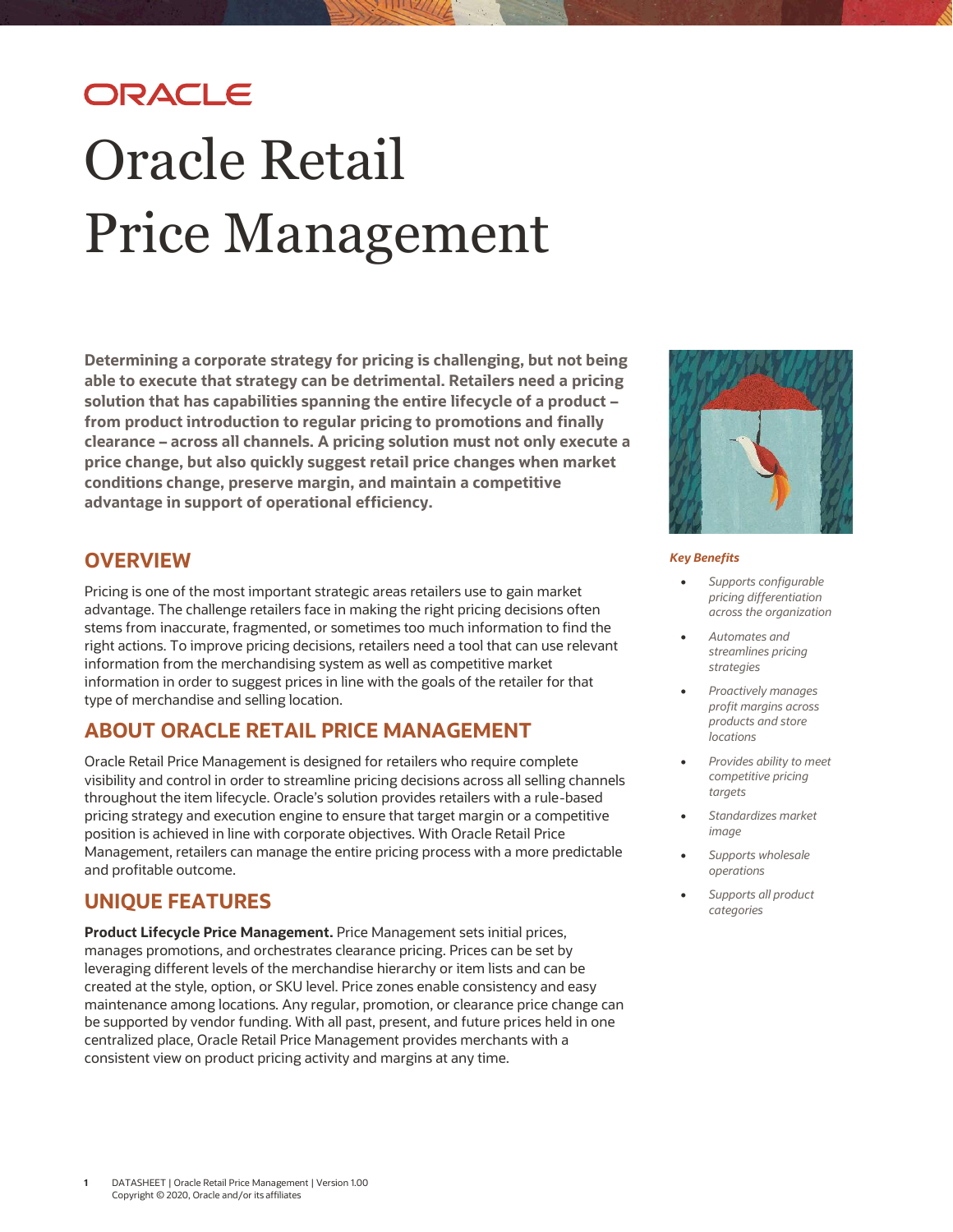ORACLE

# Oracle Retail Price Management

**Determining a corporate strategy for pricing is challenging, but not being able to execute that strategy can be detrimental. Retailers need a pricing solution that has capabilities spanning the entire lifecycle of a product – from product introduction to regular pricing to promotions and finally clearance – across all channels. A pricing solution must not only execute a price change, but also quickly suggest retail price changes when market conditions change, preserve margin, and maintain a competitive advantage in support of operational efficiency.**

## OVERVIEW

Pricing is one of the most important strategic areas retailers use to gain market advantage. The challenge retailers face in making the right pricing decisions often stems from inaccurate, fragmented, or sometimes too much information to find the right actions. To improve pricing decisions, retailers need a tool that can use relevant information from the merchandising system as well as competitive market information in order to suggest prices in line with the goals of the retailer for that type of merchandise and selling location.

## ABOUT ORACLE RETAIL PRICE MANAGEMENT

Oracle Retail Price Management is designed for retailers who require complete visibility and control in order to streamline pricing decisions across all selling channels throughout the item lifecycle. Oracle's solution provides retailers with a rule-based pricing strategy and execution engine to ensure that target margin or a competitive position is achieved in line with corporate objectives. With Oracle Retail Price Management, retailers can manage the entire pricing process with a more predictable and profitable outcome.

## UNIQUE FEATURES

**Product Lifecycle Price Management.** Price Management sets initial prices, manages promotions, and orchestrates clearance pricing. Prices can be set by leveraging different levels of the merchandise hierarchy or item lists and can be created at the style, option, or SKU level. Price zones enable consistency and easy maintenance among locations. Any regular, promotion, or clearance price change can be supported by vendor funding. With all past, present, and future prices held in one centralized place, Oracle Retail Price Management provides merchants with a consistent view on product pricing activity and margins at any time.

***Key Benefits***

- *Supports configurable pricing differentiation across the organization*
- *Automates and streamlines pricing strategies*
- *Proactively manages profit margins across products and store locations*
- *Provides ability to meet competitive pricing targets*
- *Standardizes market image*
- *Supports wholesale operations*
- *Supports all product categories*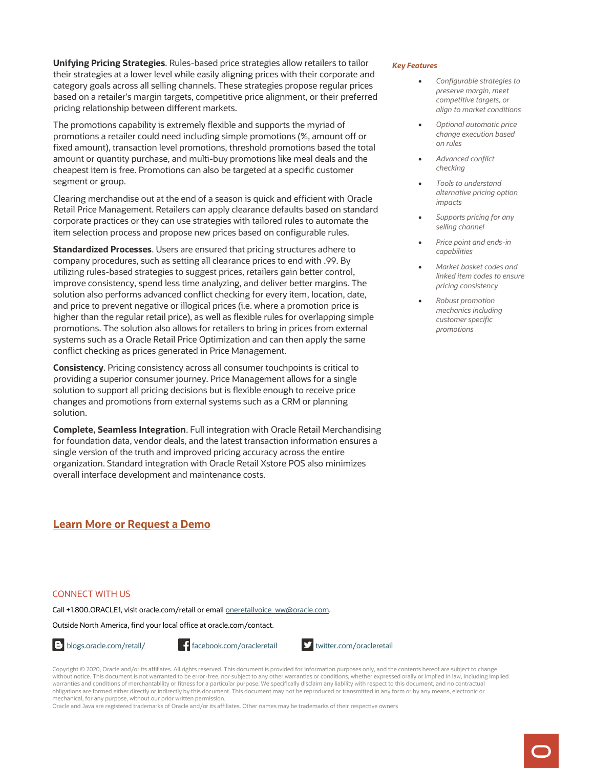**Unifying Pricing Strategies**. Rules-based price strategies allow retailers to tailor their strategies at a lower level while easily aligning prices with their corporate and category goals across all selling channels. These strategies propose regular prices based on a retailer's margin targets, competitive price alignment, or their preferred pricing relationship between different markets.

The promotions capability is extremely flexible and supports the myriad of promotions a retailer could need including simple promotions (%, amount off or fixed amount), transaction level promotions, threshold promotions based the total amount or quantity purchase, and multi-buy promotions like meal deals and the cheapest item is free. Promotions can also be targeted at a specific customer segment or group.

Clearing merchandise out at the end of a season is quick and efficient with Oracle Retail Price Management. Retailers can apply clearance defaults based on standard corporate practices or they can use strategies with tailored rules to automate the item selection process and propose new prices based on configurable rules.

**Standardized Processes**. Users are ensured that pricing structures adhere to company procedures, such as setting all clearance prices to end with .99. By utilizing rules-based strategies to suggest prices, retailers gain better control, improve consistency, spend less time analyzing, and deliver better margins. The solution also performs advanced conflict checking for every item, location, date, and price to prevent negative or illogical prices (i.e. where a promotion price is higher than the regular retail price), as well as flexible rules for overlapping simple promotions. The solution also allows for retailers to bring in prices from external systems such as a Oracle Retail Price Optimization and can then apply the same conflict checking as prices generated in Price Management.

**Consistency**. Pricing consistency across all consumer touchpoints is critical to providing a superior consumer journey. Price Management allows for a single solution to support all pricing decisions but is flexible enough to receive price changes and promotions from external systems such as a CRM or planning solution.

**Complete, Seamless Integration**. Full integration with Oracle Retail Merchandising for foundation data, vendor deals, and the latest transaction information ensures a single version of the truth and improved pricing accuracy across the entire organization. Standard integration with Oracle Retail Xstore POS also minimizes overall interface development and maintenance costs.

***Key Features***

- *Configurable strategies to preserve margin, meet competitive targets, or align to market conditions*
- *Optional automatic price change execution based on rules*
- *Advanced conflict checking*
- *Tools to understand alternative pricing option impacts*
- *Supports pricing for any selling channel*
- *Price point and ends-in capabilities*
- *Market basket codes and linked item codes to ensure pricing consistency*
- *Robust promotion mechanics including customer specific promotions*

## Learn More or Request a Demo

CONNECT WITH US

Call +1.800.ORACLE1, visit oracle.com/retail or email oneretailvoice_ww@oracle.com.

Outside North America, find your local office at oracle.com/contact.

blogs.oracle.com/retail/ facebook.com/oracleretail twitter.com/oracleretail

Copyright © 2020, Oracle and/or its affiliates. All rights reserved. This document is provided for information purposes only, and the contents hereof are subject to change without notice. This document is not warranted to be error-free, nor subject to any other warranties or conditions, whether expressed orally or implied in law, including implied warranties and conditions of merchantability or fitness for a particular purpose. We specifically disclaim any liability with respect to this document, and no contractual obligations are formed either directly or indirectly by this document. This document may not be reproduced or transmitted in any form or by any means, electronic or mechanical, for any purpose, without our prior written permission.
Oracle and Java are registered trademarks of Oracle and/or its affiliates. Other names may be trademarks of their respective owners